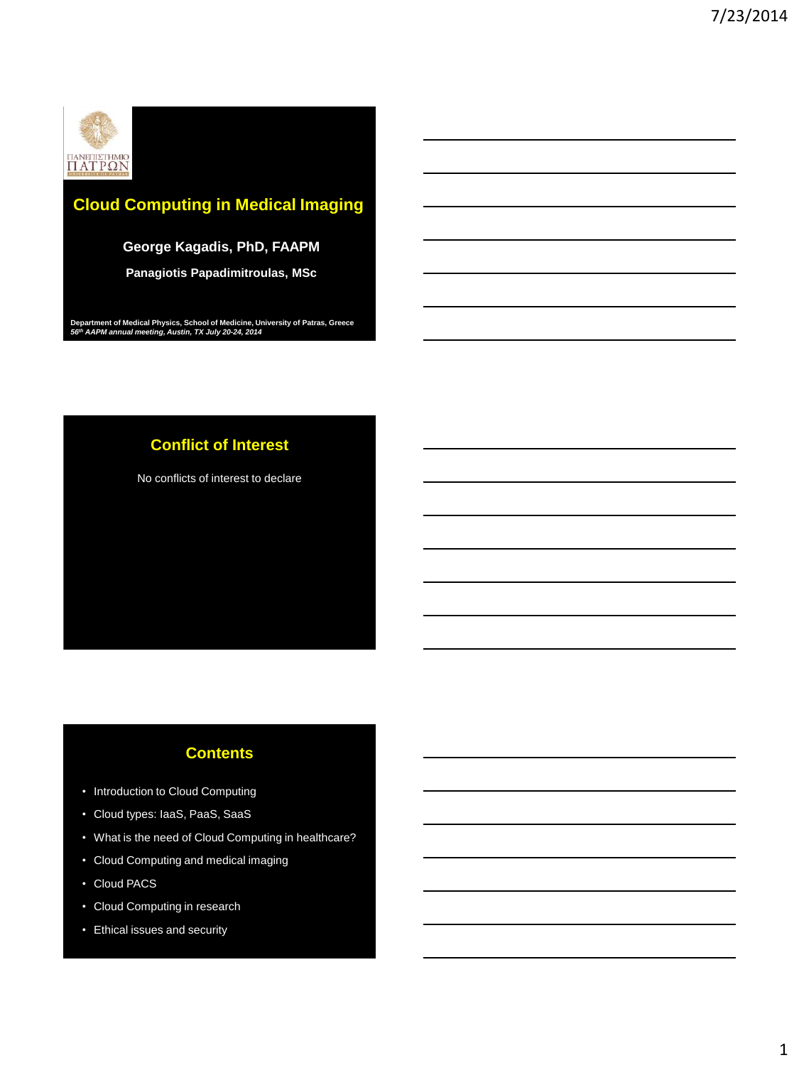# Cloud Computing in Medical Imaging

**George Kagadis, PhD, FAAPM**

**Panagiotis Papadimitroulas, MSc**

**Department of Medical Physics, School of Medicine, University of Patras, Greece**
***56th AAPM annual meeting, Austin, TX July 20-24, 2014***

## Conflict of Interest

No conflicts of interest to declare

## Contents

- Introduction to Cloud Computing
- Cloud types: IaaS, PaaS, SaaS
- What is the need of Cloud Computing in healthcare?
- Cloud Computing and medical imaging
- Cloud PACS
- Cloud Computing in research
- Ethical issues and security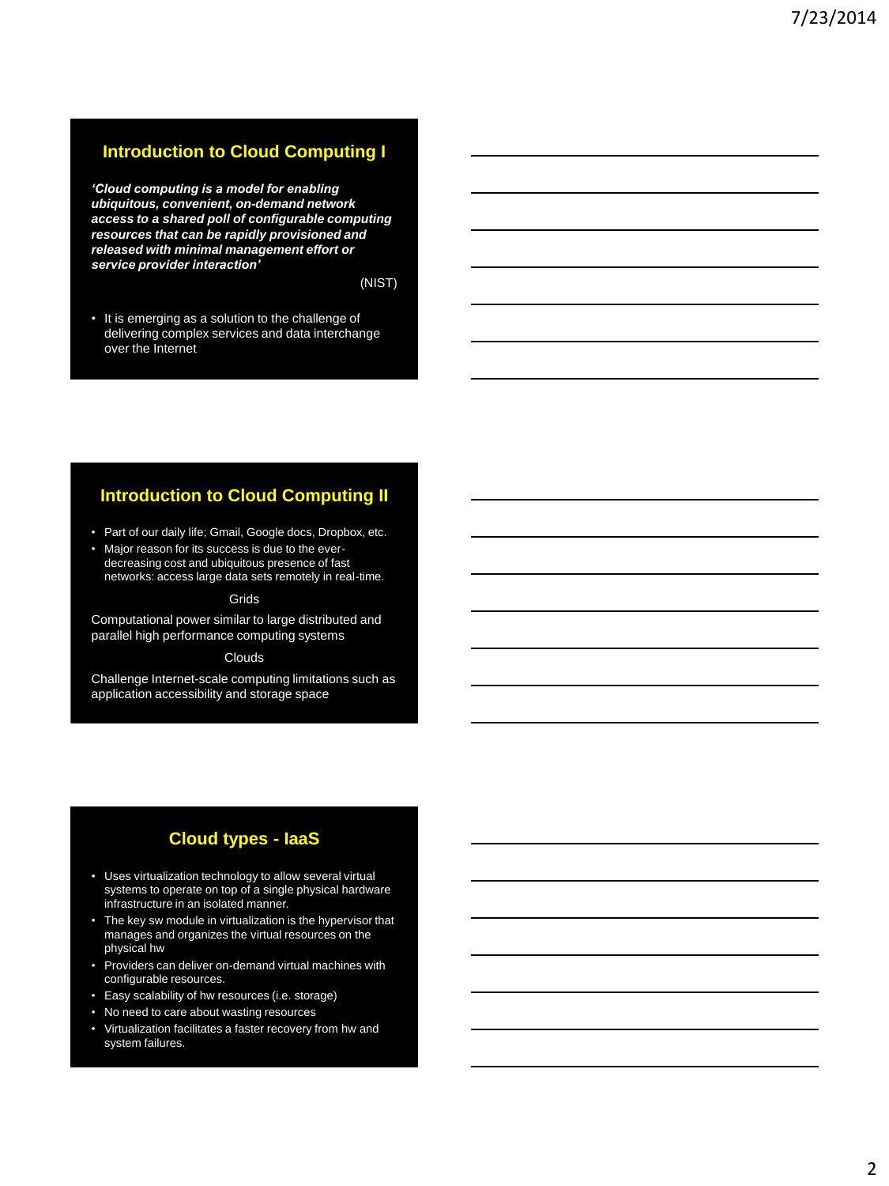## Introduction to Cloud Computing I

***'Cloud computing is a model for enabling ubiquitous, convenient, on-demand network access to a shared poll of configurable computing resources that can be rapidly provisioned and released with minimal management effort or service provider interaction'***

(NIST)

- It is emerging as a solution to the challenge of delivering complex services and data interchange over the Internet

## Introduction to Cloud Computing II

- Part of our daily life; Gmail, Google docs, Dropbox, etc.
- Major reason for its success is due to the ever-decreasing cost and ubiquitous presence of fast networks: access large data sets remotely in real-time.

Grids

Computational power similar to large distributed and parallel high performance computing systems

Clouds

Challenge Internet-scale computing limitations such as application accessibility and storage space

## Cloud types - IaaS

- Uses virtualization technology to allow several virtual systems to operate on top of a single physical hardware infrastructure in an isolated manner.
- The key sw module in virtualization is the hypervisor that manages and organizes the virtual resources on the physical hw
- Providers can deliver on-demand virtual machines with configurable resources.
- Easy scalability of hw resources (i.e. storage)
- No need to care about wasting resources
- Virtualization facilitates a faster recovery from hw and system failures.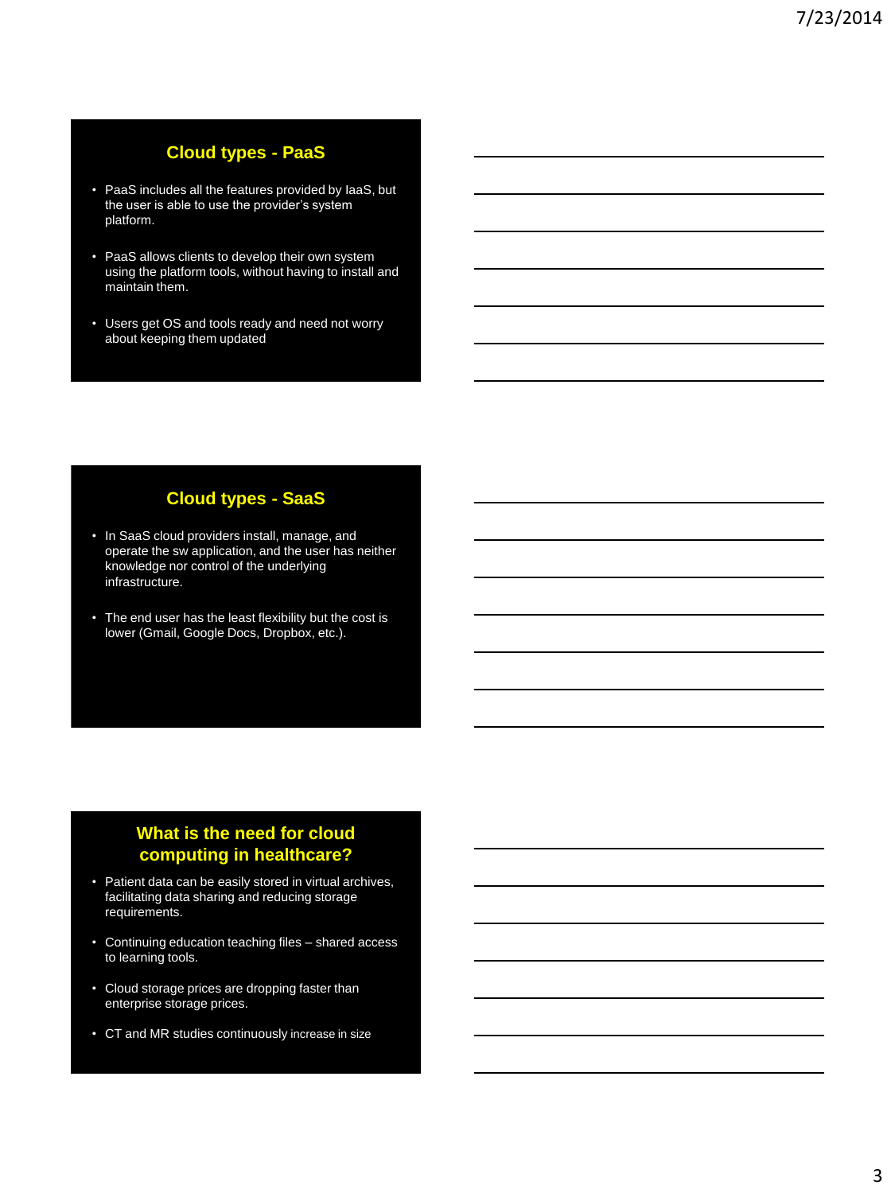## Cloud types - PaaS

- PaaS includes all the features provided by IaaS, but the user is able to use the provider's system platform.
- PaaS allows clients to develop their own system using the platform tools, without having to install and maintain them.
- Users get OS and tools ready and need not worry about keeping them updated

## Cloud types - SaaS

- In SaaS cloud providers install, manage, and operate the sw application, and the user has neither knowledge nor control of the underlying infrastructure.
- The end user has the least flexibility but the cost is lower (Gmail, Google Docs, Dropbox, etc.).

## What is the need for cloud computing in healthcare?

- Patient data can be easily stored in virtual archives, facilitating data sharing and reducing storage requirements.
- Continuing education teaching files – shared access to learning tools.
- Cloud storage prices are dropping faster than enterprise storage prices.
- CT and MR studies continuously increase in size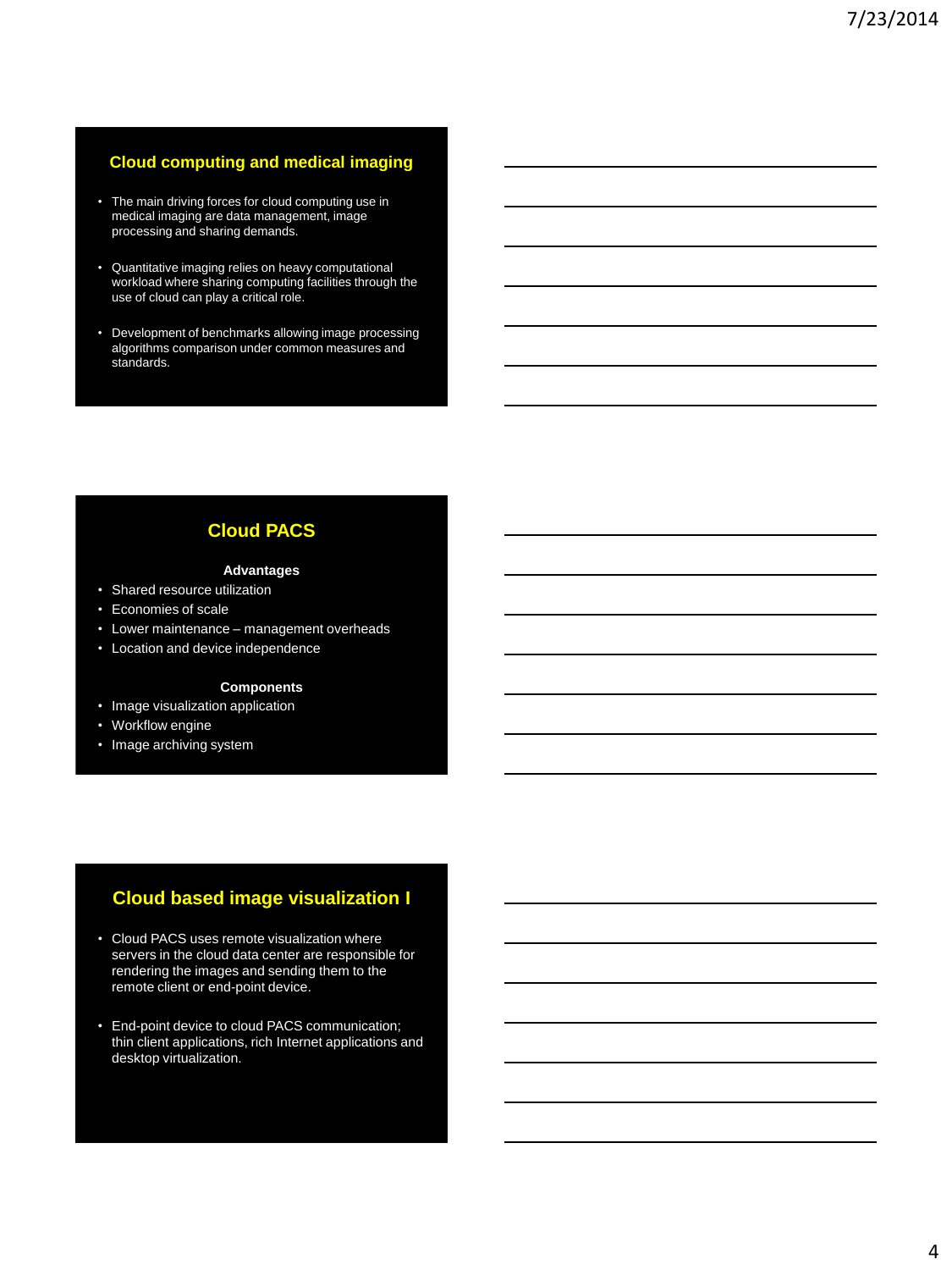## Cloud computing and medical imaging

- The main driving forces for cloud computing use in medical imaging are data management, image processing and sharing demands.
- Quantitative imaging relies on heavy computational workload where sharing computing facilities through the use of cloud can play a critical role.
- Development of benchmarks allowing image processing algorithms comparison under common measures and standards.

## Cloud PACS

**Advantages**

- Shared resource utilization
- Economies of scale
- Lower maintenance – management overheads
- Location and device independence

**Components**

- Image visualization application
- Workflow engine
- Image archiving system

## Cloud based image visualization I

- Cloud PACS uses remote visualization where servers in the cloud data center are responsible for rendering the images and sending them to the remote client or end-point device.
- End-point device to cloud PACS communication; thin client applications, rich Internet applications and desktop virtualization.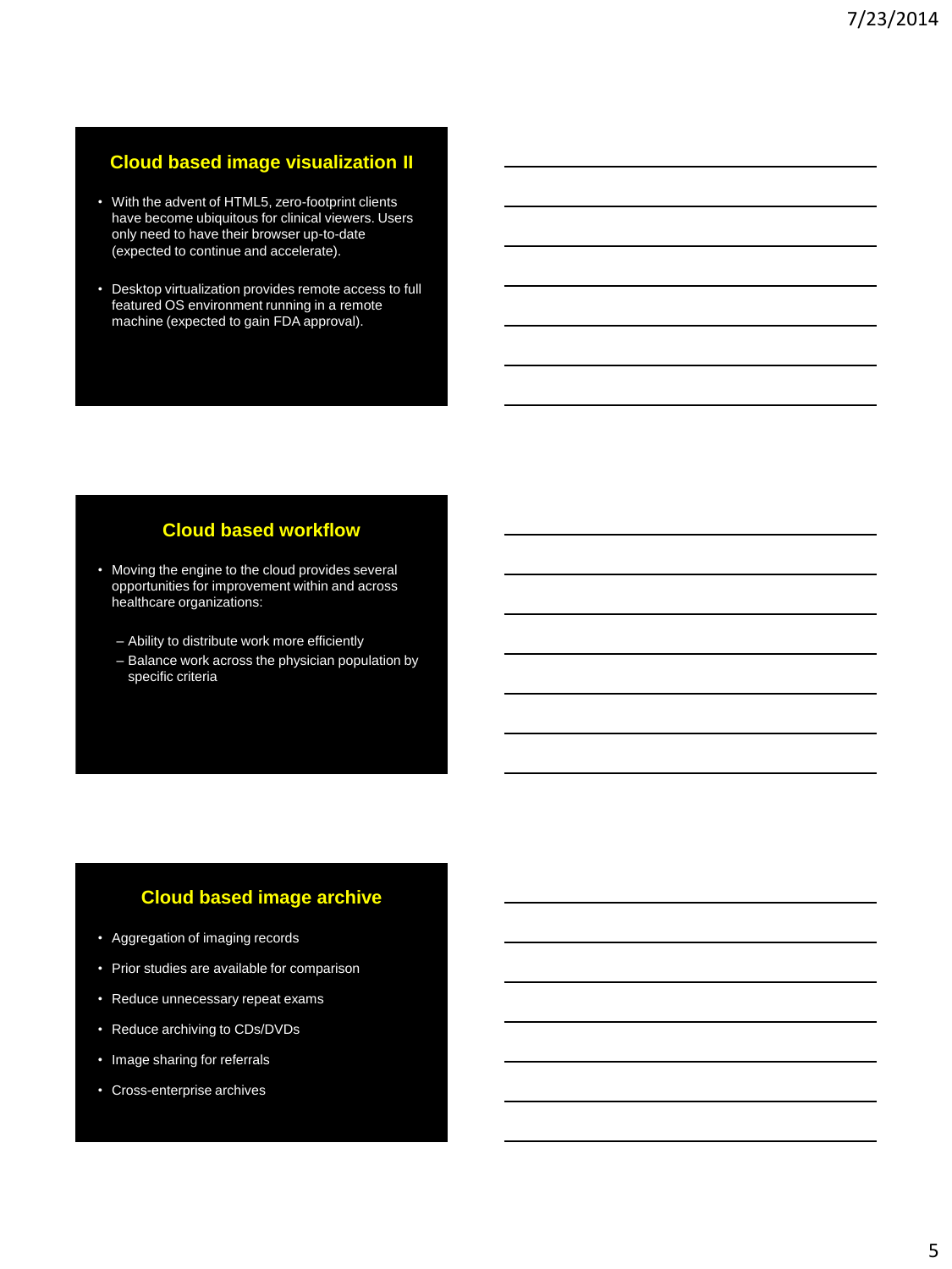## Cloud based image visualization II

- With the advent of HTML5, zero-footprint clients have become ubiquitous for clinical viewers. Users only need to have their browser up-to-date (expected to continue and accelerate).
- Desktop virtualization provides remote access to full featured OS environment running in a remote machine (expected to gain FDA approval).

## Cloud based workflow

- Moving the engine to the cloud provides several opportunities for improvement within and across healthcare organizations:
  - Ability to distribute work more efficiently
  - Balance work across the physician population by specific criteria

## Cloud based image archive

- Aggregation of imaging records
- Prior studies are available for comparison
- Reduce unnecessary repeat exams
- Reduce archiving to CDs/DVDs
- Image sharing for referrals
- Cross-enterprise archives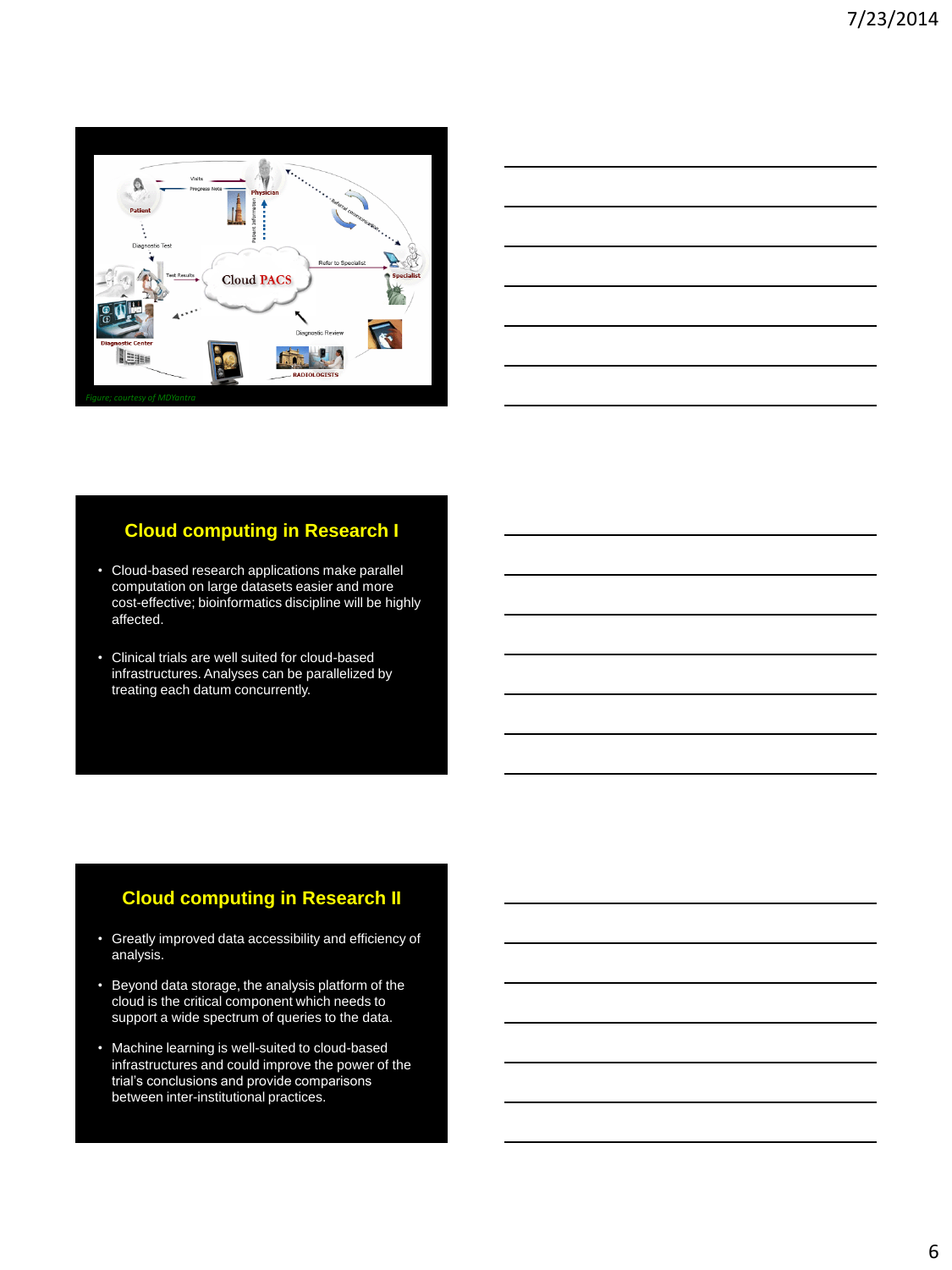Figure; courtesy of MDYantra

## Cloud computing in Research I

- Cloud-based research applications make parallel computation on large datasets easier and more cost-effective; bioinformatics discipline will be highly affected.
- Clinical trials are well suited for cloud-based infrastructures. Analyses can be parallelized by treating each datum concurrently.

## Cloud computing in Research II

- Greatly improved data accessibility and efficiency of analysis.
- Beyond data storage, the analysis platform of the cloud is the critical component which needs to support a wide spectrum of queries to the data.
- Machine learning is well-suited to cloud-based infrastructures and could improve the power of the trial's conclusions and provide comparisons between inter-institutional practices.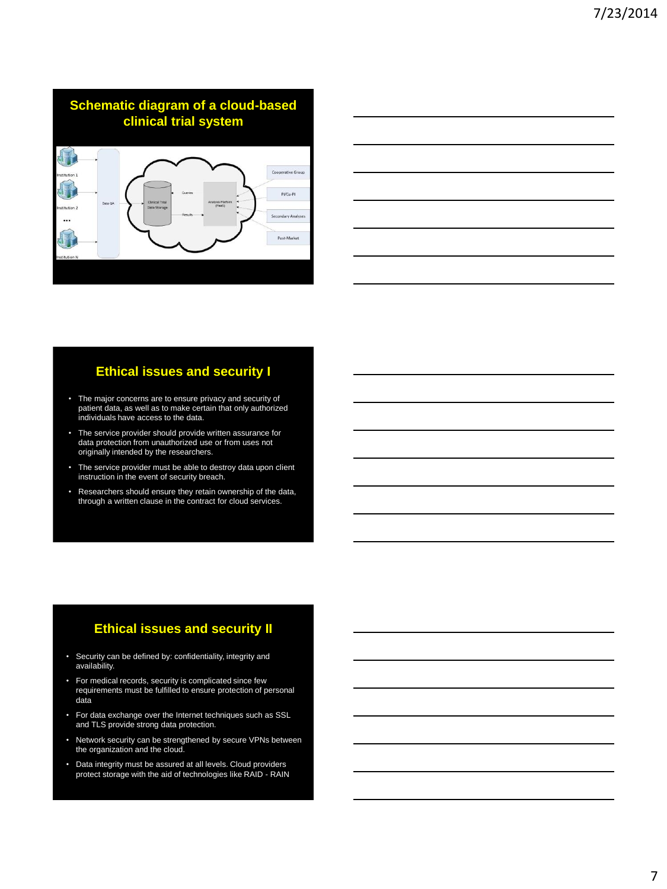## Schematic diagram of a cloud-based clinical trial system

## Ethical issues and security I

- The major concerns are to ensure privacy and security of patient data, as well as to make certain that only authorized individuals have access to the data.
- The service provider should provide written assurance for data protection from unauthorized use or from uses not originally intended by the researchers.
- The service provider must be able to destroy data upon client instruction in the event of security breach.
- Researchers should ensure they retain ownership of the data, through a written clause in the contract for cloud services.

## Ethical issues and security II

- Security can be defined by: confidentiality, integrity and availability.
- For medical records, security is complicated since few requirements must be fulfilled to ensure protection of personal data
- For data exchange over the Internet techniques such as SSL and TLS provide strong data protection.
- Network security can be strengthened by secure VPNs between the organization and the cloud.
- Data integrity must be assured at all levels. Cloud providers protect storage with the aid of technologies like RAID - RAIN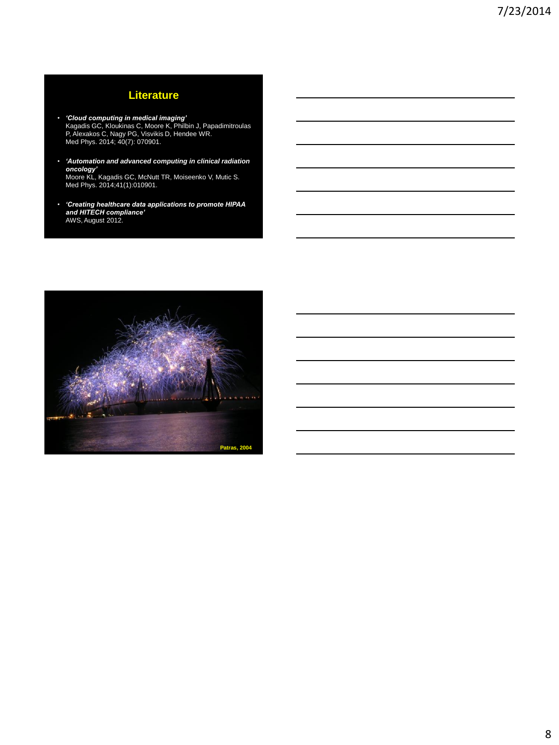## Literature

- ***'Cloud computing in medical imaging'***
  Kagadis GC, Kloukinas C, Moore K, Philbin J, Papadimitroulas P, Alexakos C, Nagy PG, Visvikis D, Hendee WR.
  Med Phys. 2014; 40(7): 070901.

- ***'Automation and advanced computing in clinical radiation oncology'***
  Moore KL, Kagadis GC, McNutt TR, Moiseenko V, Mutic S.
  Med Phys. 2014;41(1):010901.

- ***'Creating healthcare data applications to promote HIPAA and HITECH compliance'***
  AWS, August 2012.

Patras, 2004